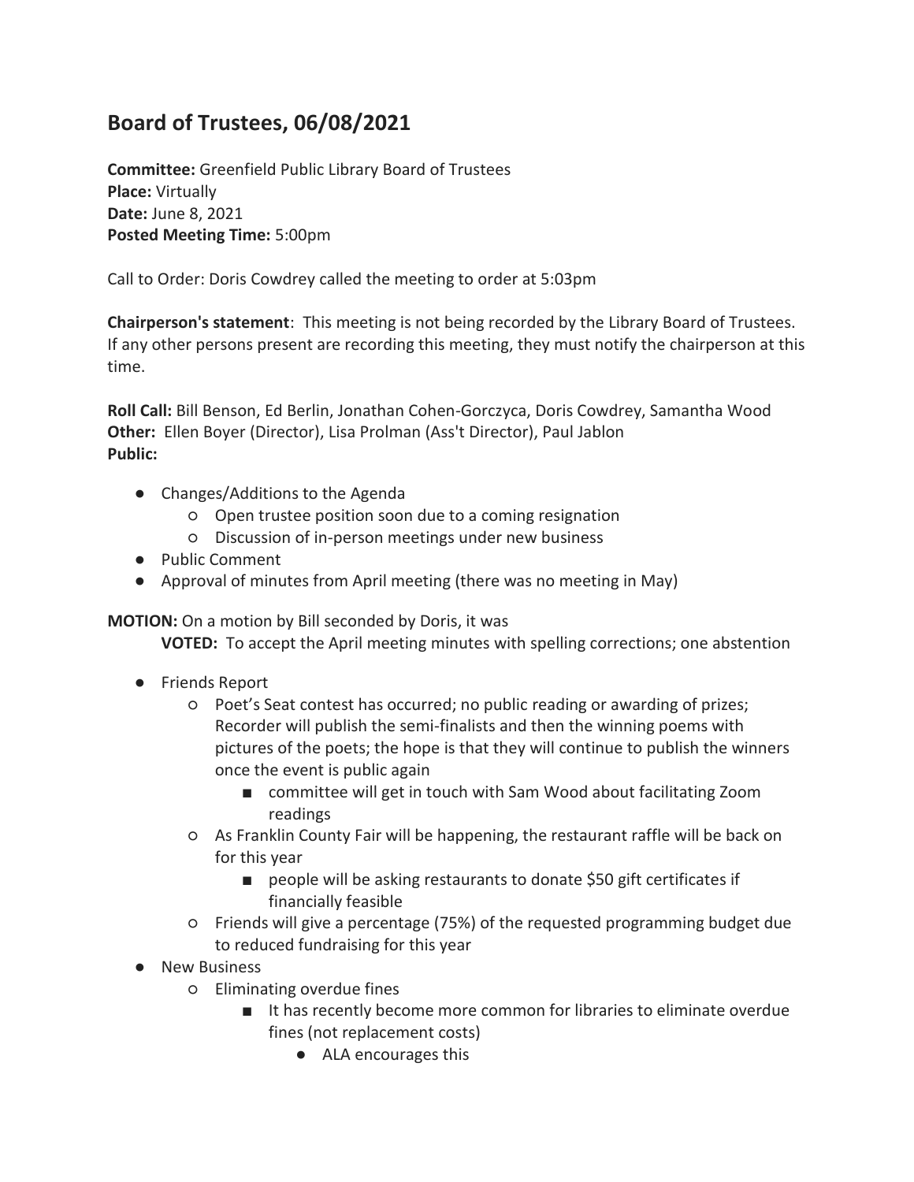# Board of Trustees, 06/08/2021

**Committee:** Greenfield Public Library Board of Trustees
**Place:** Virtually
**Date:** June 8, 2021
**Posted Meeting Time:** 5:00pm

Call to Order: Doris Cowdrey called the meeting to order at 5:03pm

**Chairperson's statement**: This meeting is not being recorded by the Library Board of Trustees. If any other persons present are recording this meeting, they must notify the chairperson at this time.

**Roll Call:** Bill Benson, Ed Berlin, Jonathan Cohen-Gorczyca, Doris Cowdrey, Samantha Wood
**Other:** Ellen Boyer (Director), Lisa Prolman (Ass't Director), Paul Jablon
**Public:**

- Changes/Additions to the Agenda
  - Open trustee position soon due to a coming resignation
  - Discussion of in-person meetings under new business
- Public Comment
- Approval of minutes from April meeting (there was no meeting in May)

**MOTION:** On a motion by Bill seconded by Doris, it was

**VOTED:** To accept the April meeting minutes with spelling corrections; one abstention

- Friends Report
  - Poet's Seat contest has occurred; no public reading or awarding of prizes; Recorder will publish the semi-finalists and then the winning poems with pictures of the poets; the hope is that they will continue to publish the winners once the event is public again
    - committee will get in touch with Sam Wood about facilitating Zoom readings
  - As Franklin County Fair will be happening, the restaurant raffle will be back on for this year
    - people will be asking restaurants to donate $50 gift certificates if financially feasible
  - Friends will give a percentage (75%) of the requested programming budget due to reduced fundraising for this year
- New Business
  - Eliminating overdue fines
    - It has recently become more common for libraries to eliminate overdue fines (not replacement costs)
      - ALA encourages this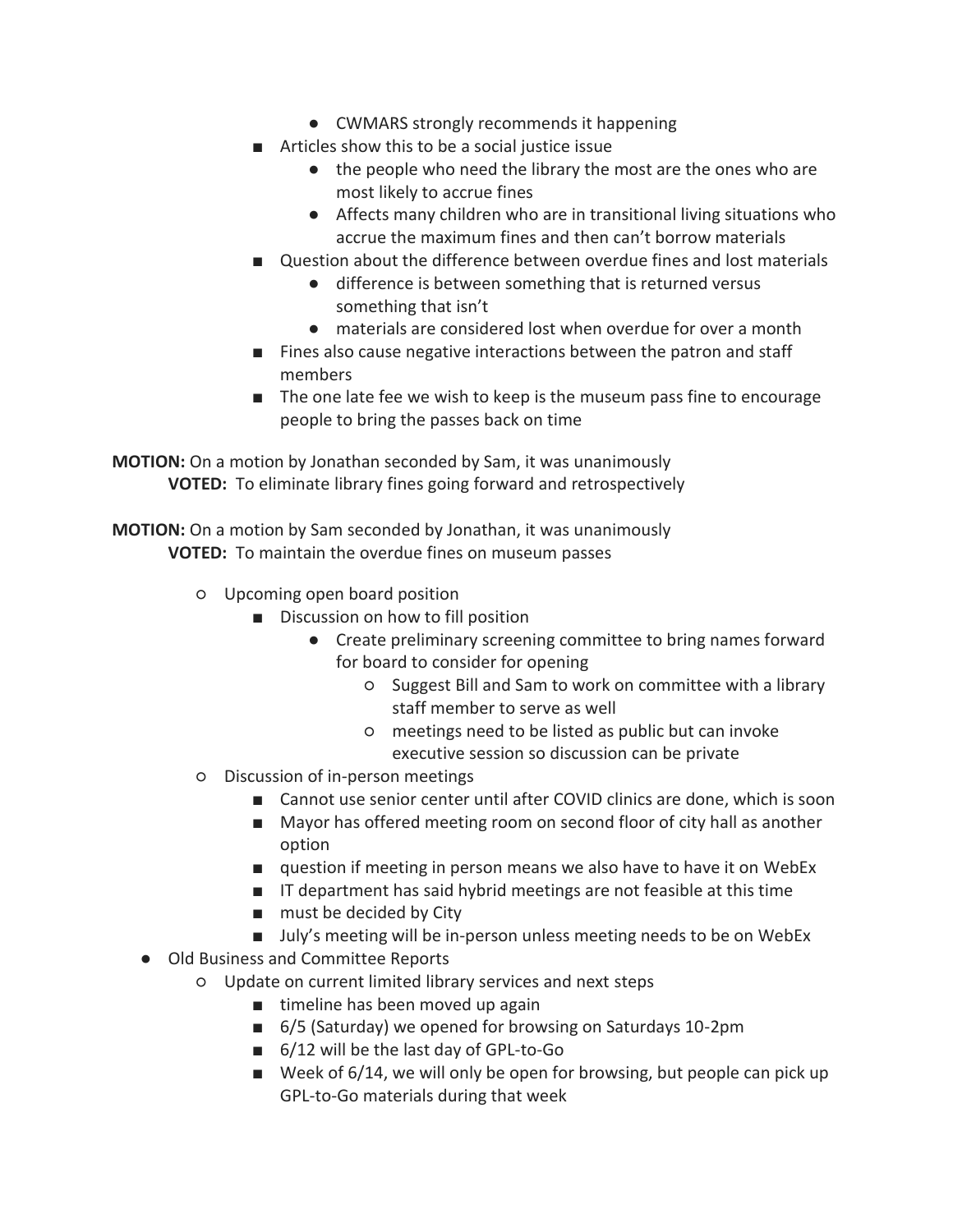- CWMARS strongly recommends it happening
        - Articles show this to be a social justice issue
            - the people who need the library the most are the ones who are most likely to accrue fines
            - Affects many children who are in transitional living situations who accrue the maximum fines and then can't borrow materials
        - Question about the difference between overdue fines and lost materials
            - difference is between something that is returned versus something that isn't
            - materials are considered lost when overdue for over a month
        - Fines also cause negative interactions between the patron and staff members
        - The one late fee we wish to keep is the museum pass fine to encourage people to bring the passes back on time

**MOTION:** On a motion by Jonathan seconded by Sam, it was unanimously
**VOTED:** To eliminate library fines going forward and retrospectively

**MOTION:** On a motion by Sam seconded by Jonathan, it was unanimously
**VOTED:** To maintain the overdue fines on museum passes

    - Upcoming open board position
        - Discussion on how to fill position
            - Create preliminary screening committee to bring names forward for board to consider for opening
                - Suggest Bill and Sam to work on committee with a library staff member to serve as well
                - meetings need to be listed as public but can invoke executive session so discussion can be private
    - Discussion of in-person meetings
        - Cannot use senior center until after COVID clinics are done, which is soon
        - Mayor has offered meeting room on second floor of city hall as another option
        - question if meeting in person means we also have to have it on WebEx
        - IT department has said hybrid meetings are not feasible at this time
        - must be decided by City
        - July's meeting will be in-person unless meeting needs to be on WebEx
- Old Business and Committee Reports
    - Update on current limited library services and next steps
        - timeline has been moved up again
        - 6/5 (Saturday) we opened for browsing on Saturdays 10-2pm
        - 6/12 will be the last day of GPL-to-Go
        - Week of 6/14, we will only be open for browsing, but people can pick up GPL-to-Go materials during that week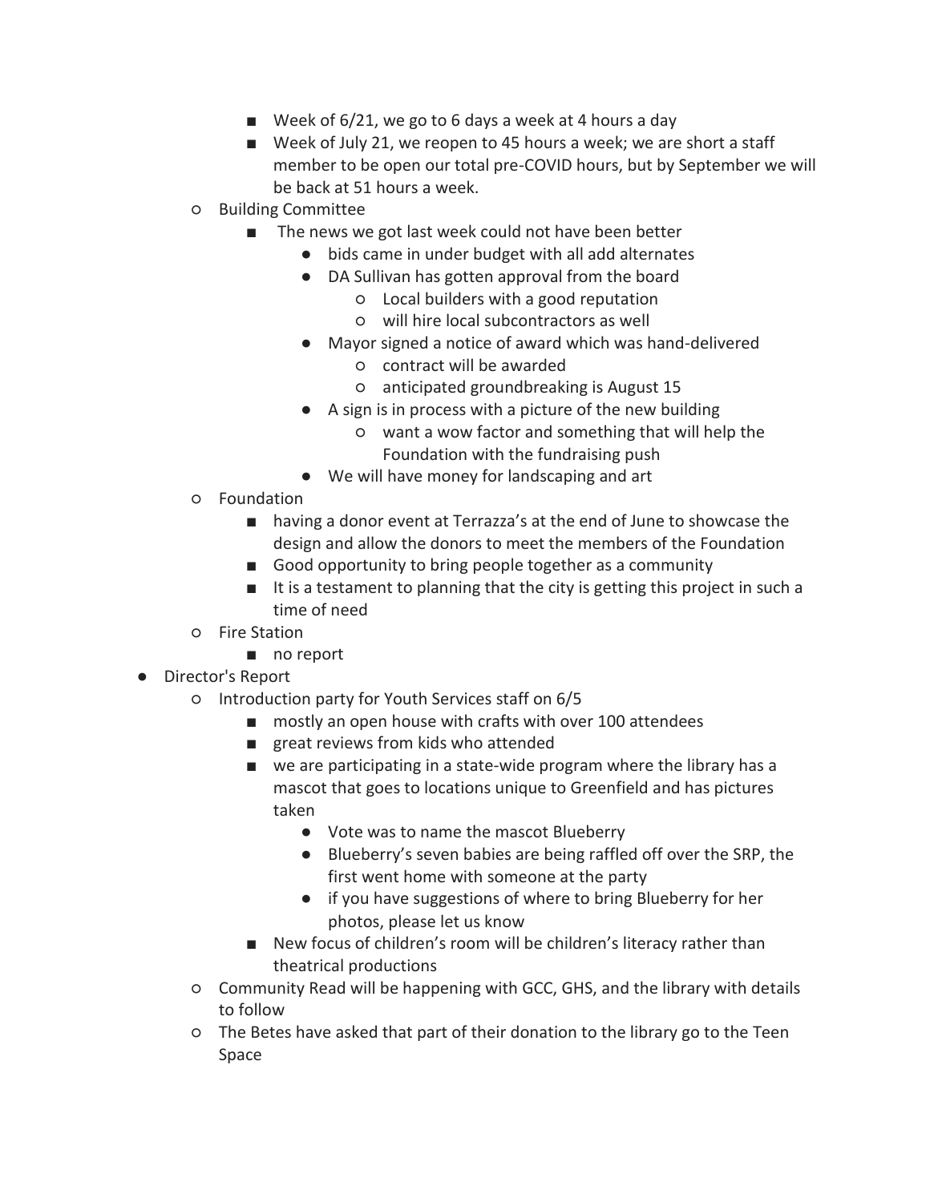- Week of 6/21, we go to 6 days a week at 4 hours a day
      - Week of July 21, we reopen to 45 hours a week; we are short a staff member to be open our total pre-COVID hours, but by September we will be back at 51 hours a week.
  - Building Committee
      - The news we got last week could not have been better
          - bids came in under budget with all add alternates
          - DA Sullivan has gotten approval from the board
              - Local builders with a good reputation
              - will hire local subcontractors as well
          - Mayor signed a notice of award which was hand-delivered
              - contract will be awarded
              - anticipated groundbreaking is August 15
          - A sign is in process with a picture of the new building
              - want a wow factor and something that will help the Foundation with the fundraising push
          - We will have money for landscaping and art
  - Foundation
      - having a donor event at Terrazza's at the end of June to showcase the design and allow the donors to meet the members of the Foundation
      - Good opportunity to bring people together as a community
      - It is a testament to planning that the city is getting this project in such a time of need
  - Fire Station
      - no report
- Director's Report
  - Introduction party for Youth Services staff on 6/5
      - mostly an open house with crafts with over 100 attendees
      - great reviews from kids who attended
      - we are participating in a state-wide program where the library has a mascot that goes to locations unique to Greenfield and has pictures taken
          - Vote was to name the mascot Blueberry
          - Blueberry's seven babies are being raffled off over the SRP, the first went home with someone at the party
          - if you have suggestions of where to bring Blueberry for her photos, please let us know
      - New focus of children's room will be children's literacy rather than theatrical productions
  - Community Read will be happening with GCC, GHS, and the library with details to follow
  - The Betes have asked that part of their donation to the library go to the Teen Space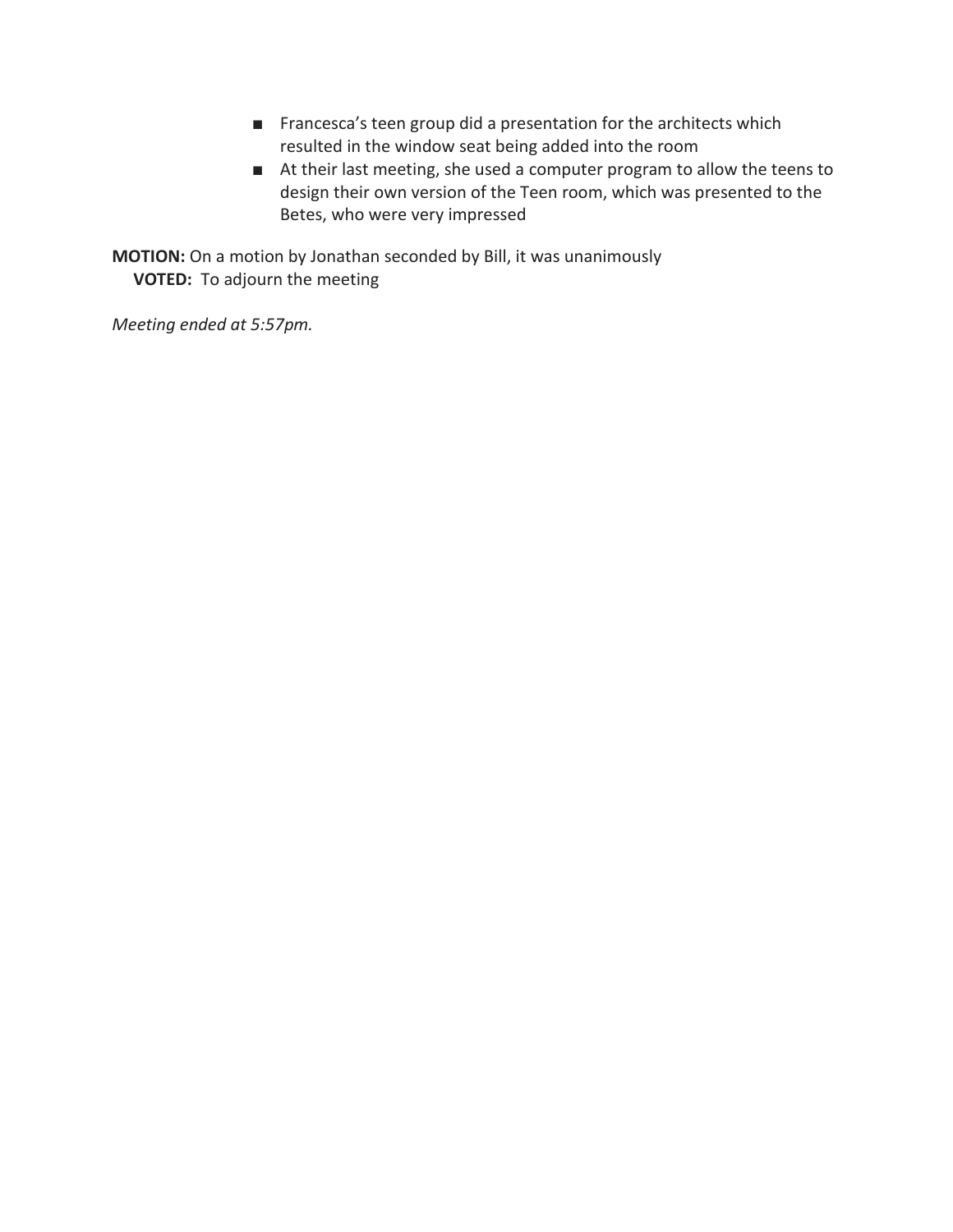- Francesca's teen group did a presentation for the architects which resulted in the window seat being added into the room
- At their last meeting, she used a computer program to allow the teens to design their own version of the Teen room, which was presented to the Betes, who were very impressed

**MOTION:** On a motion by Jonathan seconded by Bill, it was unanimously
**VOTED:** To adjourn the meeting

*Meeting ended at 5:57pm.*